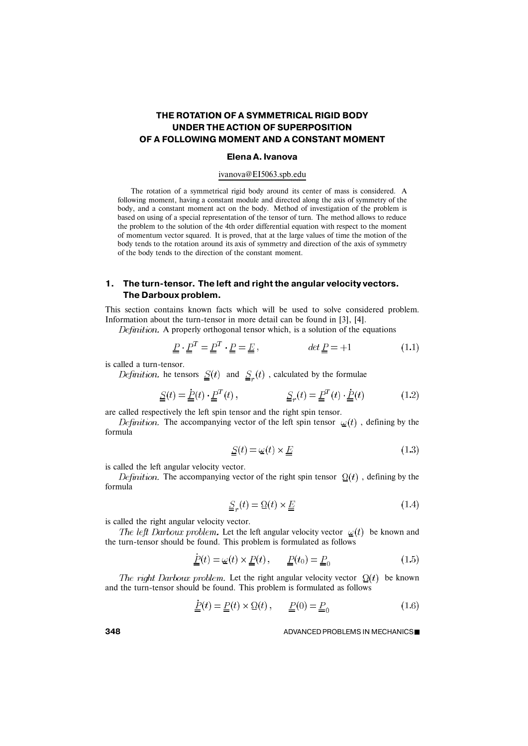# THE ROTATION OF A SYMMETRICAL RIGID BODY UNDER THE ACTION OF SUPERPOSITION OF A FOLLOWING MOMENT AND A CONSTANT MOMENT

**Elena A. Ivanova**

ivanova@EI5063.spb.edu

The rotation of a symmetrical rigid body around its center of mass is considered. A following moment, having a constant module and directed along the axis of symmetry of the body, and a constant moment act on the body. Method of investigation of the problem is based on using of a special representation of the tensor of turn. The method allows to reduce the problem to the solution of the 4th order differential equation with respect to the moment of momentum vector squared. It is proved, that at the large values of time the motion of the body tends to the rotation around its axis of symmetry and direction of the axis of symmetry of the body tends to the direction of the constant moment.

## 1. The turn-tensor. The left and right the angular velocity vectors. The Darboux problem.

This section contains known facts which will be used to solve considered problem. Information about the turn-tensor in more detail can be found in [3], [4].

*Definition.* A properly orthogonal tensor which, is a solution of the equations

$$\underline{\underline{P}} \cdot \underline{\underline{P}}^T = \underline{\underline{P}}^T \cdot \underline{\underline{P}} = \underline{\underline{E}}, \qquad det\, \underline{\underline{P}} = +1 \tag{1.1}$$

is called a turn-tensor.

*Definition.* he tensors $\underline{\underline{S}}(t)$ and $\underline{\underline{S}}_r(t)$ , calculated by the formulae

$$\underline{\underline{S}}(t) = \dot{\underline{\underline{P}}}(t) \cdot \underline{\underline{P}}^T(t), \qquad \underline{\underline{S}}_r(t) = \underline{\underline{P}}^T(t) \cdot \dot{\underline{\underline{P}}}(t) \tag{1.2}$$

are called respectively the left spin tensor and the right spin tensor.

*Definition.* The accompanying vector of the left spin tensor $\underline{\omega}(t)$ , defining by the formula

$$\underline{\underline{S}}(t) = \underline{\omega}(t) \times \underline{\underline{E}} \tag{1.3}$$

is called the left angular velocity vector.

*Definition.* The accompanying vector of the right spin tensor $\underline{\Omega}(t)$ , defining by the formula

$$\underline{\underline{S}}_r(t) = \underline{\Omega}(t) \times \underline{\underline{E}} \tag{1.4}$$

is called the right angular velocity vector.

*The left Darboux problem.* Let the left angular velocity vector $\underline{\omega}(t)$ be known and the turn-tensor should be found. This problem is formulated as follows

$$\dot{\underline{\underline{P}}}(t) = \underline{\omega}(t) \times \underline{\underline{P}}(t), \qquad \underline{\underline{P}}(t_0) = \underline{\underline{P}}_0 \tag{1.5}$$

*The right Darboux problem.* Let the right angular velocity vector $\underline{\Omega}(t)$ be known and the turn-tensor should be found. This problem is formulated as follows

$$\dot{\underline{\underline{P}}}(t) = \underline{\underline{P}}(t) \times \underline{\Omega}(t), \qquad \underline{\underline{P}}(0) = \underline{\underline{P}}_0 \tag{1.6}$$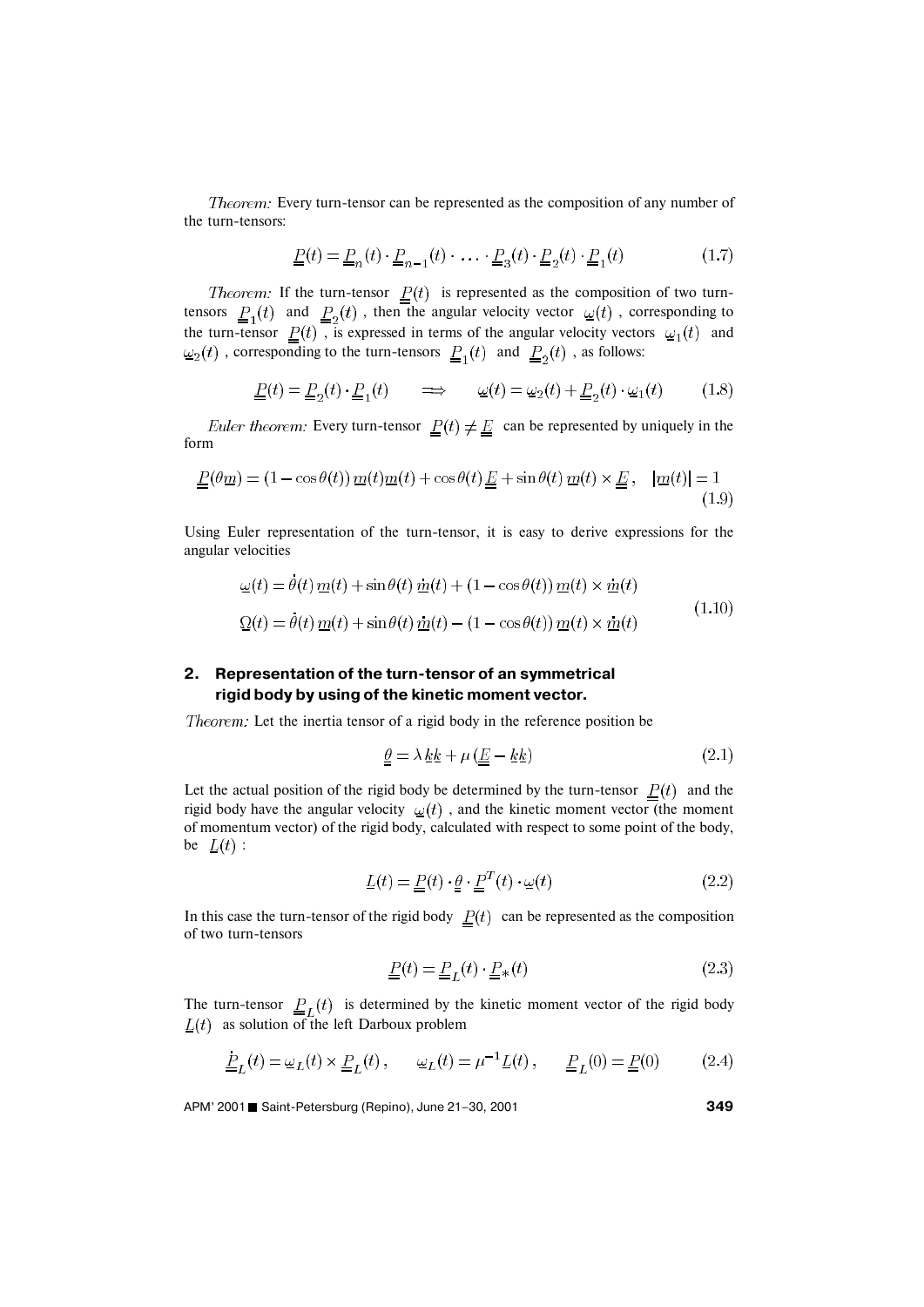*Theorem:* Every turn-tensor can be represented as the composition of any number of the turn-tensors:

$$\underline{\underline{P}}(t) = \underline{\underline{P}}_n(t) \cdot \underline{\underline{P}}_{n-1}(t) \cdot \ \ldots \ \cdot \underline{\underline{P}}_3(t) \cdot \underline{\underline{P}}_2(t) \cdot \underline{\underline{P}}_1(t) \tag{1.7}$$

*Theorem:* If the turn-tensor $\underline{\underline{P}}(t)$ is represented as the composition of two turn-tensors $\underline{\underline{P}}_1(t)$ and $\underline{\underline{P}}_2(t)$, then the angular velocity vector $\underline{\omega}(t)$, corresponding to the turn-tensor $\underline{\underline{P}}(t)$, is expressed in terms of the angular velocity vectors $\underline{\omega}_1(t)$ and $\underline{\omega}_2(t)$, corresponding to the turn-tensors $\underline{\underline{P}}_1(t)$ and $\underline{\underline{P}}_2(t)$, as follows:

$$\underline{\underline{P}}(t) = \underline{\underline{P}}_2(t) \cdot \underline{\underline{P}}_1(t) \qquad \Longrightarrow \qquad \underline{\omega}(t) = \underline{\omega}_2(t) + \underline{\underline{P}}_2(t) \cdot \underline{\omega}_1(t) \tag{1.8}$$

*Euler theorem:* Every turn-tensor $\underline{\underline{P}}(t) \neq \underline{\underline{E}}$ can be represented by uniquely in the form

$$\underline{\underline{P}}(\theta \underline{m}) = (1 - \cos\theta(t))\, \underline{m}(t)\underline{m}(t) + \cos\theta(t)\, \underline{\underline{E}} + \sin\theta(t)\, \underline{m}(t) \times \underline{\underline{E}}\,, \quad |\underline{m}(t)| = 1 \tag{1.9}$$

Using Euler representation of the turn-tensor, it is easy to derive expressions for the angular velocities

$$\begin{aligned}
\underline{\omega}(t) &= \dot{\theta}(t)\, \underline{m}(t) + \sin\theta(t)\, \underline{\dot{m}}(t) + (1 - \cos\theta(t))\, \underline{m}(t) \times \underline{\dot{m}}(t) \\
\underline{\Omega}(t) &= \dot{\theta}(t)\, \underline{m}(t) + \sin\theta(t)\, \underline{\dot{m}}(t) - (1 - \cos\theta(t))\, \underline{m}(t) \times \underline{\dot{m}}(t)
\end{aligned} \tag{1.10}$$

## 2. Representation of the turn-tensor of an symmetrical rigid body by using of the kinetic moment vector.

*Theorem:* Let the inertia tensor of a rigid body in the reference position be

$$\underline{\underline{\theta}} = \lambda\, \underline{k}\underline{k} + \mu\, (\underline{\underline{E}} - \underline{k}\underline{k}) \tag{2.1}$$

Let the actual position of the rigid body be determined by the turn-tensor $\underline{\underline{P}}(t)$ and the rigid body have the angular velocity $\underline{\omega}(t)$, and the kinetic moment vector (the moment of momentum vector) of the rigid body, calculated with respect to some point of the body, be $\underline{L}(t)$:

$$\underline{L}(t) = \underline{\underline{P}}(t) \cdot \underline{\underline{\theta}} \cdot \underline{\underline{P}}^T(t) \cdot \underline{\omega}(t) \tag{2.2}$$

In this case the turn-tensor of the rigid body $\underline{\underline{P}}(t)$ can be represented as the composition of two turn-tensors

$$\underline{\underline{P}}(t) = \underline{\underline{P}}_L(t) \cdot \underline{\underline{P}}_*(t) \tag{2.3}$$

The turn-tensor $\underline{\underline{P}}_L(t)$ is determined by the kinetic moment vector of the rigid body $\underline{L}(t)$ as solution of the left Darboux problem

$$\dot{\underline{\underline{P}}}_L(t) = \underline{\omega}_L(t) \times \underline{\underline{P}}_L(t)\,, \qquad \underline{\omega}_L(t) = \mu^{-1} \underline{L}(t)\,, \qquad \underline{\underline{P}}_L(0) = \underline{\underline{P}}(0) \tag{2.4}$$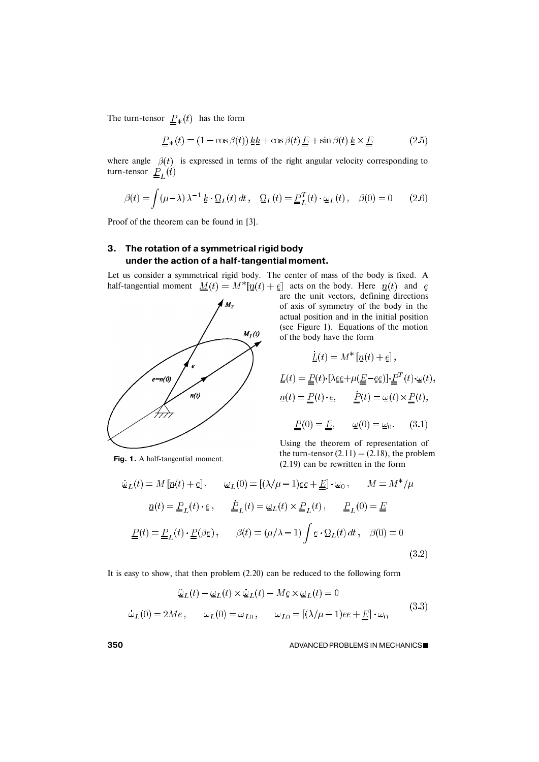The turn-tensor $\underline{\underline{P}}_*(t)$ has the form

$$\underline{\underline{P}}_*(t) = (1 - \cos\beta(t))\, \underline{k}\underline{k} + \cos\beta(t)\, \underline{\underline{E}} + \sin\beta(t)\, \underline{k} \times \underline{\underline{E}} \tag{2.5}$$

where angle $\beta(t)$ is expressed in terms of the right angular velocity corresponding to turn-tensor $\underline{\underline{P}}_L(t)$

$$\beta(t) = \int (\mu - \lambda)\, \lambda^{-1}\, \underline{k} \cdot \underline{\Omega}_L(t)\, dt\,, \quad \underline{\Omega}_L(t) = \underline{\underline{P}}_L^T(t) \cdot \underline{\omega}_L(t)\,, \quad \beta(0) = 0 \tag{2.6}$$

Proof of the theorem can be found in [3].

## 3. The rotation of a symmetrical rigid body under the action of a half-tangential moment.

Let us consider a symmetrical rigid body. The center of mass of the body is fixed. A half-tangential moment $\underline{M}(t) = M^*[\underline{n}(t) + \underline{e}]$ acts on the body. Here $\underline{n}(t)$ and $\underline{e}$ are the unit vectors, defining directions of axis of symmetry of the body in the actual position and in the initial position (see Figure 1). Equations of the motion of the body have the form

$$\dot{\underline{L}}(t) = M^*\, [\underline{n}(t) + \underline{e}]\,,$$

$$\underline{L}(t) = \underline{\underline{P}}(t) \cdot [\lambda \underline{e}\underline{e} + \mu(\underline{\underline{E}} - \underline{e}\underline{e})] \cdot \underline{\underline{P}}^T(t) \cdot \underline{\omega}(t),$$

$$\underline{n}(t) = \underline{\underline{P}}(t) \cdot \underline{e}, \qquad \dot{\underline{\underline{P}}}(t) = \underline{\omega}(t) \times \underline{\underline{P}}(t),$$

$$\underline{\underline{P}}(0) = \underline{\underline{E}}, \qquad \underline{\omega}(0) = \underline{\omega}_0. \tag{3.1}$$

Fig. 1. A half-tangential moment.

Using the theorem of representation of the turn-tensor (2.11) – (2.18), the problem (2.19) can be rewritten in the form

$$\dot{\underline{\omega}}_L(t) = M\, [\underline{n}(t) + \underline{e}]\,, \qquad \underline{\omega}_L(0) = [(\lambda/\mu - 1)\underline{e}\underline{e} + \underline{\underline{E}}] \cdot \underline{\omega}_0\,, \qquad M = M^*/\mu$$

$$\underline{n}(t) = \underline{\underline{P}}_L(t) \cdot \underline{e}\,, \qquad \dot{\underline{\underline{P}}}_L(t) = \underline{\omega}_L(t) \times \underline{\underline{P}}_L(t)\,, \qquad \underline{\underline{P}}_L(0) = \underline{\underline{E}}$$

$$\underline{\underline{P}}(t) = \underline{\underline{P}}_L(t) \cdot \underline{\underline{P}}(\beta \underline{e})\,, \qquad \beta(t) = (\mu/\lambda - 1) \int \underline{e} \cdot \underline{\Omega}_L(t)\, dt\,, \quad \beta(0) = 0 \tag{3.2}$$

It is easy to show, that then problem (2.20) can be reduced to the following form

$$\begin{gathered} \ddot{\underline{\omega}}_L(t) - \underline{\omega}_L(t) \times \dot{\underline{\omega}}_L(t) - M \underline{e} \times \underline{\omega}_L(t) = 0 \\ \dot{\underline{\omega}}_L(0) = 2M\underline{e}\,, \qquad \underline{\omega}_L(0) = \underline{\omega}_{L0}\,, \qquad \underline{\omega}_{L0} = [(\lambda/\mu - 1)\underline{e}\underline{e} + \underline{\underline{E}}] \cdot \underline{\omega}_0 \end{gathered} \tag{3.3}$$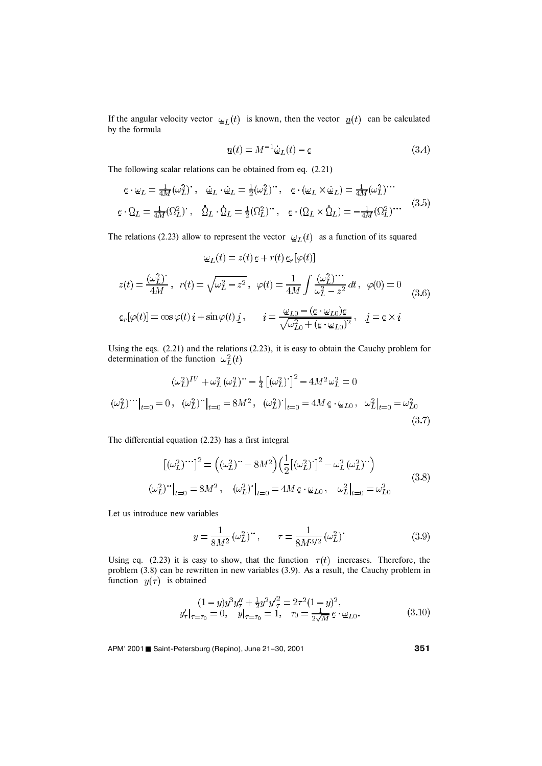If the angular velocity vector $\underline{\omega}_L(t)$ is known, then the vector $\underline{n}(t)$ can be calculated by the formula

$$
\underline{n}(t) = M^{-1}\dot{\underline{\omega}}_L(t) - \underline{e} \tag{3.4}
$$

The following scalar relations can be obtained from eq. (2.21)

$$
\begin{aligned}
&\underline{e}\cdot\underline{\omega}_L = \tfrac{1}{4M}(\omega_L^2)^{\cdot}, \quad \dot{\underline{\omega}}_L\cdot\dot{\underline{\omega}}_L = \tfrac{1}{2}(\omega_L^2)^{\cdot\cdot}, \quad \underline{e}\cdot(\underline{\omega}_L\times\dot{\underline{\omega}}_L) = \tfrac{1}{4M}(\omega_L^2)^{\cdot\cdot\cdot} \\
&\underline{e}\cdot\underline{\Omega}_L = \tfrac{1}{4M}(\Omega_L^2)^{\cdot}, \quad \dot{\underline{\Omega}}_L\cdot\dot{\underline{\Omega}}_L = \tfrac{1}{2}(\Omega_L^2)^{\cdot\cdot}, \quad \underline{e}\cdot(\underline{\Omega}_L\times\dot{\underline{\Omega}}_L) = -\tfrac{1}{4M}(\Omega_L^2)^{\cdot\cdot\cdot}
\end{aligned} \tag{3.5}
$$

The relations (2.23) allow to represent the vector $\underline{\omega}_L(t)$ as a function of its squared

$$
\begin{aligned}
&\underline{\omega}_L(t) = z(t)\,\underline{e} + r(t)\,\underline{e}_r[\varphi(t)] \\
&z(t) = \frac{(\omega_L^2)^{\cdot}}{4M}, \quad r(t) = \sqrt{\omega_L^2 - z^2}, \quad \varphi(t) = \frac{1}{4M}\int \frac{(\omega_L^2)^{\cdot\cdot\cdot}}{\omega_L^2 - z^2}\,dt, \quad \varphi(0) = 0 \\
&\underline{e}_r[\varphi(t)] = \cos\varphi(t)\,\underline{i} + \sin\varphi(t)\,\underline{j}, \qquad \underline{i} = \frac{\underline{\omega}_{L0} - (\underline{e}\cdot\underline{\omega}_{L0})\underline{e}}{\sqrt{\omega_{L0}^2 + (\underline{e}\cdot\underline{\omega}_{L0})^2}}, \quad \underline{j} = \underline{e}\times\underline{i}
\end{aligned} \tag{3.6}
$$

Using the eqs. (2.21) and the relations (2.23), it is easy to obtain the Cauchy problem for determination of the function $\omega_L^2(t)$

$$
\begin{aligned}
&(\omega_L^2)^{IV} + \omega_L^2\,(\omega_L^2)^{\cdot\cdot} - \tfrac{1}{4}\left[(\omega_L^2)^{\cdot}\right]^2 - 4M^2\omega_L^2 = 0 \\
&(\omega_L^2)^{\cdot\cdot\cdot}\big|_{t=0} = 0, \quad (\omega_L^2)^{\cdot\cdot}\big|_{t=0} = 8M^2, \quad (\omega_L^2)^{\cdot}\big|_{t=0} = 4M\,\underline{e}\cdot\underline{\omega}_{L0}, \quad \omega_L^2\big|_{t=0} = \omega_{L0}^2
\end{aligned} \tag{3.7}
$$

The differential equation (2.23) has a first integral

$$
\begin{aligned}
&\left[(\omega_L^2)^{\cdot\cdot\cdot}\right]^2 = \left((\omega_L^2)^{\cdot\cdot} - 8M^2\right)\left(\frac{1}{2}\left[(\omega_L^2)^{\cdot}\right]^2 - \omega_L^2\,(\omega_L^2)^{\cdot\cdot}\right) \\
&(\omega_L^2)^{\cdot\cdot}\big|_{t=0} = 8M^2, \quad (\omega_L^2)^{\cdot}\big|_{t=0} = 4M\,\underline{e}\cdot\underline{\omega}_{L0}, \quad \omega_L^2\big|_{t=0} = \omega_{L0}^2
\end{aligned} \tag{3.8}
$$

Let us introduce new variables

$$
y = \frac{1}{8M^2}\,(\omega_L^2)^{\cdot\cdot}, \qquad \tau = \frac{1}{8M^{3/2}}\,(\omega_L^2)^{\cdot} \tag{3.9}
$$

Using eq. (2.23) it is easy to show, that the function $\tau(t)$ increases. Therefore, the problem (3.8) can be rewritten in new variables (3.9). As a result, the Cauchy problem in function $y(\tau)$ is obtained

$$
\begin{aligned}
&(1-y)y^3y''_\tau + \tfrac{1}{2}y^2y'^2_\tau = 2\tau^2(1-y)^2, \\
&y'_\tau\big|_{\tau=\tau_0} = 0, \quad y\big|_{\tau=\tau_0} = 1, \quad \tau_0 = \tfrac{1}{2\sqrt{M}}\,\underline{e}\cdot\underline{\omega}_{L0}.
\end{aligned} \tag{3.10}
$$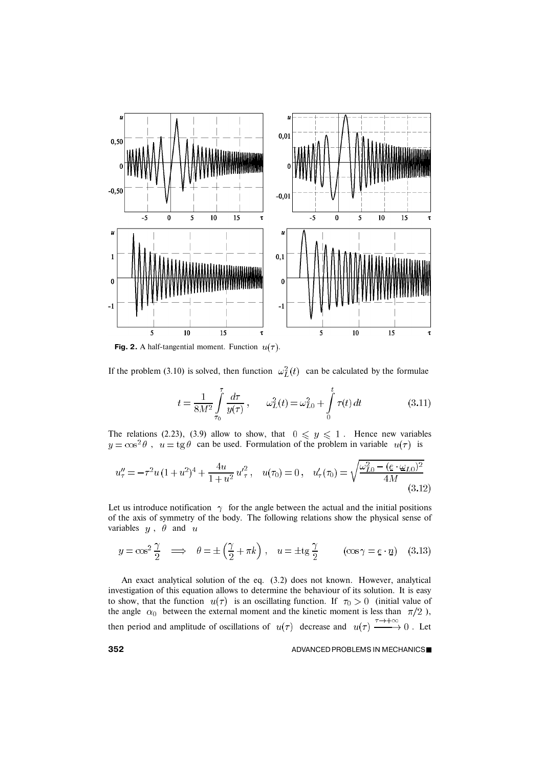**Fig. 2.** A half-tangential moment. Function $u(\tau)$.

If the problem (3.10) is solved, then function $\omega_L^2(t)$ can be calculated by the formulae

$$t = \frac{1}{8M^2} \int_{\tau_0}^{\tau} \frac{d\tau}{y(\tau)}, \qquad \omega_L^2(t) = \omega_{L0}^2 + \int_0^t \tau(t)\, dt \tag{3.11}$$

The relations (2.23), (3.9) allow to show, that $0 \leqslant y \leqslant 1$. Hence new variables $y = \cos^2\theta$, $u = \operatorname{tg}\theta$ can be used. Formulation of the problem in variable $u(\tau)$ is

$$u''_\tau = -\tau^2 u\,(1+u^2)^4 + \frac{4u}{1+u^2}\, u'^2_\tau, \quad u(\tau_0) = 0, \quad u'_\tau(\tau_0) = \sqrt{\frac{\omega_{L0}^2 - (\underline{e} \cdot \underline{\omega}_{L0})^2}{4M}} \tag{3.12}$$

Let us introduce notification $\gamma$ for the angle between the actual and the initial positions of the axis of symmetry of the body. The following relations show the physical sense of variables $y$, $\theta$ and $u$

$$y = \cos^2\frac{\gamma}{2} \implies \theta = \pm\left(\frac{\gamma}{2} + \pi k\right), \quad u = \pm\operatorname{tg}\frac{\gamma}{2} \qquad (\cos\gamma = \underline{e} \cdot \underline{n}) \tag{3.13}$$

An exact analytical solution of the eq. (3.2) does not known. However, analytical investigation of this equation allows to determine the behaviour of its solution. It is easy to show, that the function $u(\tau)$ is an oscillating function. If $\tau_0 > 0$ (initial value of the angle $\alpha_0$ between the external moment and the kinetic moment is less than $\pi/2$), then period and amplitude of oscillations of $u(\tau)$ decrease and $u(\tau) \xrightarrow{\tau \to +\infty} 0$. Let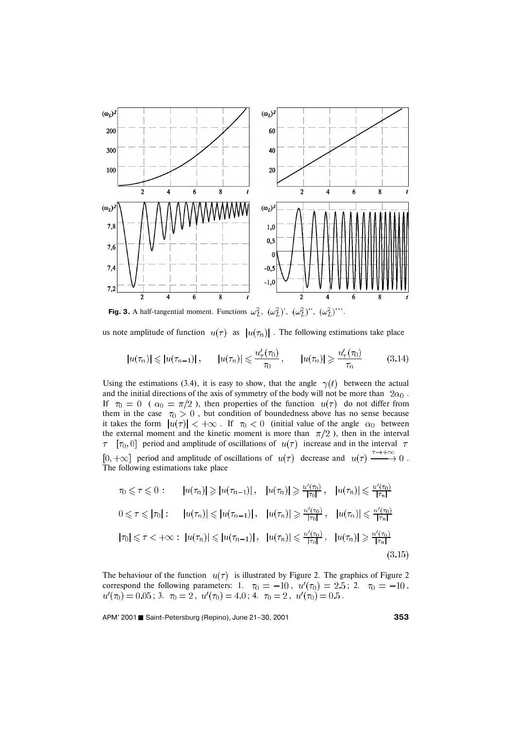**Fig. 3.** A half-tangential moment. Functions $\omega_L^2$, $(\omega_L^2)^{\cdot}$, $(\omega_L^2)^{\cdot\cdot}$, $(\omega_L^2)^{\cdot\cdot\cdot}$.

us note amplitude of function $u(\tau)$ as $|u(\tau_n)|$. The following estimations take place

$$|u(\tau_n)| \leqslant |u(\tau_{n-1})|, \qquad |u(\tau_n)| \leqslant \frac{u'_\tau(\tau_0)}{\tau_0}, \qquad |u(\tau_n)| \geqslant \frac{u'_\tau(\tau_0)}{\tau_n} \tag{3.14}$$

Using the estimations (3.4), it is easy to show, that the angle $\gamma(t)$ between the actual and the initial directions of the axis of symmetry of the body will not be more than $2\alpha_0$. If $\tau_0 = 0$ ( $\alpha_0 = \pi/2$ ), then properties of the function $u(\tau)$ do not differ from them in the case $\tau_0 > 0$, but condition of boundedness above has no sense because it takes the form $|u(\tau)| < +\infty$. If $\tau_0 < 0$ (initial value of the angle $\alpha_0$ between the external moment and the kinetic moment is more than $\pi/2$ ), then in the interval $\tau$ $[\tau_0, 0]$ period and amplitude of oscillations of $u(\tau)$ increase and in the interval $\tau$ $[0, +\infty]$ period and amplitude of oscillations of $u(\tau)$ decrease and $u(\tau) \xrightarrow{\tau \to +\infty} 0$. The following estimations take place

$$
\begin{aligned}
\tau_0 \leqslant \tau \leqslant 0: \qquad & |u(\tau_n)| \geqslant |u(\tau_{n-1})|, \quad |u(\tau_n)| \geqslant \tfrac{u'(\tau_0)}{|\tau_0|}, \quad |u(\tau_n)| \leqslant \tfrac{u'(\tau_0)}{|\tau_n|} \\
0 \leqslant \tau \leqslant |\tau_0|: \qquad & |u(\tau_n)| \leqslant |u(\tau_{n-1})|, \quad |u(\tau_n)| \geqslant \tfrac{u'(\tau_0)}{|\tau_0|}, \quad |u(\tau_n)| \leqslant \tfrac{u'(\tau_0)}{|\tau_n|} \\
|\tau_0| \leqslant \tau < +\infty: \; & |u(\tau_n)| \leqslant |u(\tau_{n-1})|, \quad |u(\tau_n)| \leqslant \tfrac{u'(\tau_0)}{|\tau_0|}, \quad |u(\tau_n)| \geqslant \tfrac{u'(\tau_0)}{|\tau_n|}
\end{aligned}
\tag{3.15}
$$

The behaviour of the function $u(\tau)$ is illustrated by Figure 2. The graphics of Figure 2 correspond the following parameters: 1. $\tau_0 = -10$, $u'(\tau_0) = 2.5$; 2. $\tau_0 = -10$, $u'(\tau_0) = 0.05$; 3. $\tau_0 = 2$, $u'(\tau_0) = 4.0$; 4. $\tau_0 = 2$, $u'(\tau_0) = 0.5$.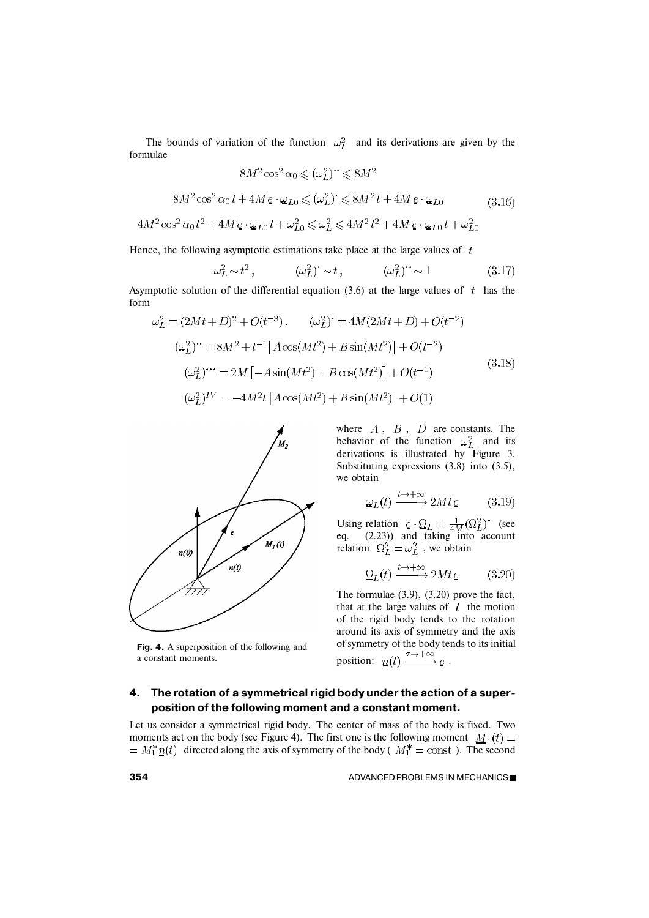The bounds of variation of the function $\omega_L^2$ and its derivations are given by the formulae

$$
\begin{gathered}
8M^2\cos^2\alpha_0 \leqslant (\omega_L^2)^{\cdot\cdot} \leqslant 8M^2 \\
8M^2\cos^2\alpha_0\, t + 4M\,\underline{e}\cdot\underline{\omega}_{L0} \leqslant (\omega_L^2)^{\cdot} \leqslant 8M^2 t + 4M\,\underline{e}\cdot\underline{\omega}_{L0} \\
4M^2\cos^2\alpha_0\, t^2 + 4M\,\underline{e}\cdot\underline{\omega}_{L0}\, t + \omega_{L0}^2 \leqslant \omega_L^2 \leqslant 4M^2 t^2 + 4M\,\underline{e}\cdot\underline{\omega}_{L0}\, t + \omega_{L0}^2
\end{gathered}
\tag{3.16}
$$

Hence, the following asymptotic estimations take place at the large values of $t$

$$
\omega_L^2 \sim t^2, \qquad (\omega_L^2)^{\cdot} \sim t, \qquad (\omega_L^2)^{\cdot\cdot} \sim 1 \tag{3.17}
$$

Asymptotic solution of the differential equation (3.6) at the large values of $t$ has the form

$$
\begin{gathered}
\omega_L^2 = (2Mt + D)^2 + O(t^{-3}), \qquad (\omega_L^2)^{\cdot} = 4M(2Mt + D) + O(t^{-2}) \\
(\omega_L^2)^{\cdot\cdot} = 8M^2 + t^{-1}\big[A\cos(Mt^2) + B\sin(Mt^2)\big] + O(t^{-2}) \\
(\omega_L^2)^{\cdot\cdot\cdot} = 2M\big[-A\sin(Mt^2) + B\cos(Mt^2)\big] + O(t^{-1}) \\
(\omega_L^2)^{IV} = -4M^2 t\big[A\cos(Mt^2) + B\sin(Mt^2)\big] + O(1)
\end{gathered}
\tag{3.18}
$$

where $A$, $B$, $D$ are constants. The behavior of the function $\omega_L^2$ and its derivations is illustrated by Figure 3. Substituting expressions (3.8) into (3.5), we obtain

$$
\underline{\omega}_L(t) \xrightarrow{t\to+\infty} 2Mt\,\underline{e} \tag{3.19}
$$

Using relation $\underline{e}\cdot\underline{\Omega}_L = \frac{1}{4M}(\Omega_L^2)^{\cdot}$ (see eq. (2.23)) and taking into account relation $\Omega_L^2 = \omega_L^2$, we obtain

$$
\underline{\Omega}_L(t) \xrightarrow{t\to+\infty} 2Mt\,\underline{e} \tag{3.20}
$$

The formulae (3.9), (3.20) prove the fact, that at the large values of $t$ the motion of the rigid body tends to the rotation around its axis of symmetry and the axis of symmetry of the body tends to its initial position: $\underline{n}(t) \xrightarrow{\tau\to+\infty} \underline{e}$.

**Fig. 4.** A superposition of the following and a constant moments.

## 4. The rotation of a symmetrical rigid body under the action of a superposition of the following moment and a constant moment.

Let us consider a symmetrical rigid body. The center of mass of the body is fixed. Two moments act on the body (see Figure 4). The first one is the following moment $\underline{M}_1(t) = M_1^*\underline{n}(t)$ directed along the axis of symmetry of the body ($M_1^* = \text{const}$). The second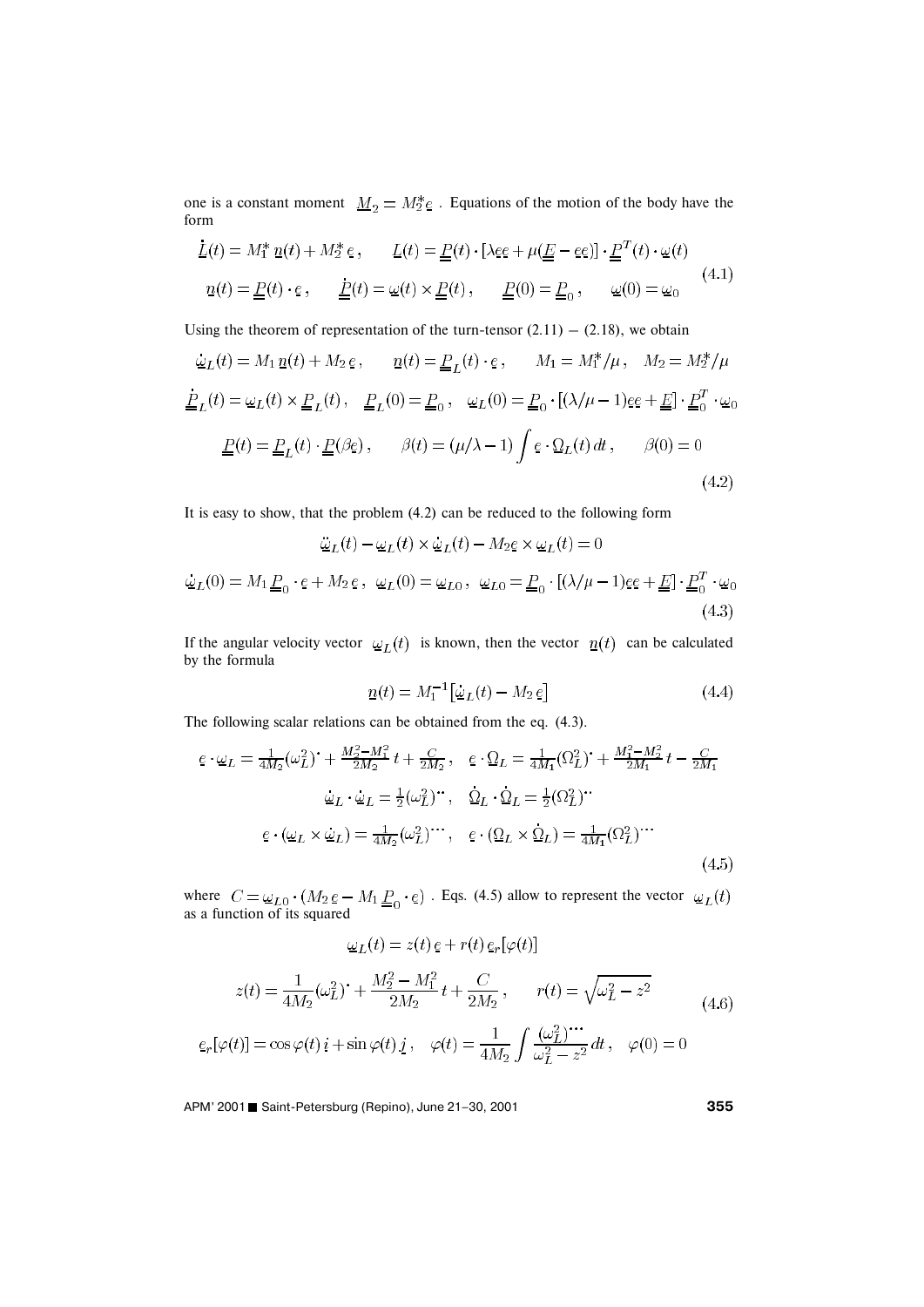one is a constant moment $\underline{M}_2 = M_2^* \underline{e}$ . Equations of the motion of the body have the form

$$
\begin{gathered}
\dot{\underline{L}}(t) = M_1^* \, \underline{n}(t) + M_2^* \, \underline{e} , \qquad \underline{L}(t) = \underline{\underline{P}}(t) \cdot [\lambda \underline{e}\underline{e} + \mu(\underline{\underline{E}} - \underline{e}\underline{e})] \cdot \underline{\underline{P}}^T(t) \cdot \underline{\omega}(t) \\
\underline{n}(t) = \underline{\underline{P}}(t) \cdot \underline{e} , \qquad \dot{\underline{\underline{P}}}(t) = \underline{\omega}(t) \times \underline{\underline{P}}(t) , \qquad \underline{\underline{P}}(0) = \underline{\underline{P}}_0 , \qquad \underline{\omega}(0) = \underline{\omega}_0
\end{gathered}
\tag{4.1}
$$

Using the theorem of representation of the turn-tensor (2.11) – (2.18), we obtain

$$
\begin{gathered}
\dot{\underline{\omega}}_L(t) = M_1 \, \underline{n}(t) + M_2 \, \underline{e} , \qquad \underline{n}(t) = \underline{\underline{P}}_L(t) \cdot \underline{e} , \qquad M_1 = M_1^*/\mu , \quad M_2 = M_2^*/\mu \\
\dot{\underline{\underline{P}}}_L(t) = \underline{\omega}_L(t) \times \underline{\underline{P}}_L(t) , \quad \underline{\underline{P}}_L(0) = \underline{\underline{P}}_0 , \quad \underline{\omega}_L(0) = \underline{\underline{P}}_0 \cdot [(\lambda/\mu - 1)\underline{e}\underline{e} + \underline{\underline{E}}] \cdot \underline{\underline{P}}_0^T \cdot \underline{\omega}_0 \\
\underline{\underline{P}}(t) = \underline{\underline{P}}_L(t) \cdot \underline{\underline{P}}(\beta \underline{e}) , \qquad \beta(t) = (\mu/\lambda - 1) \int \underline{e} \cdot \underline{\Omega}_L(t) \, dt , \qquad \beta(0) = 0
\end{gathered}
\tag{4.2}
$$

It is easy to show, that the problem (4.2) can be reduced to the following form

$$
\begin{gathered}
\ddot{\underline{\omega}}_L(t) - \underline{\omega}_L(t) \times \dot{\underline{\omega}}_L(t) - M_2 \underline{e} \times \underline{\omega}_L(t) = 0 \\
\dot{\underline{\omega}}_L(0) = M_1 \underline{\underline{P}}_0 \cdot \underline{e} + M_2 \, \underline{e} , \;\; \underline{\omega}_L(0) = \underline{\omega}_{L0} , \;\; \underline{\omega}_{L0} = \underline{\underline{P}}_0 \cdot [(\lambda/\mu - 1)\underline{e}\underline{e} + \underline{\underline{E}}] \cdot \underline{\underline{P}}_0^T \cdot \underline{\omega}_0
\end{gathered}
\tag{4.3}
$$

If the angular velocity vector $\underline{\omega}_L(t)$ is known, then the vector $\underline{n}(t)$ can be calculated by the formula

$$
\underline{n}(t) = M_1^{-1} \big[ \dot{\underline{\omega}}_L(t) - M_2 \, \underline{e} \big]
\tag{4.4}
$$

The following scalar relations can be obtained from the eq. (4.3).

$$
\begin{gathered}
\underline{e} \cdot \underline{\omega}_L = \tfrac{1}{4M_2} (\omega_L^2)^{\cdot} + \tfrac{M_2^2 - M_1^2}{2M_2} \, t + \tfrac{C}{2M_2} , \quad \underline{e} \cdot \underline{\Omega}_L = \tfrac{1}{4M_1} (\Omega_L^2)^{\cdot} + \tfrac{M_1^2 - M_2^2}{2M_1} \, t - \tfrac{C}{2M_1} \\
\dot{\underline{\omega}}_L \cdot \dot{\underline{\omega}}_L = \tfrac{1}{2} (\omega_L^2)^{\cdot\cdot} , \quad \dot{\underline{\Omega}}_L \cdot \dot{\underline{\Omega}}_L = \tfrac{1}{2} (\Omega_L^2)^{\cdot\cdot} \\
\underline{e} \cdot (\underline{\omega}_L \times \dot{\underline{\omega}}_L) = \tfrac{1}{4M_2} (\omega_L^2)^{\cdot\cdot\cdot} , \quad \underline{e} \cdot (\underline{\Omega}_L \times \dot{\underline{\Omega}}_L) = \tfrac{1}{4M_1} (\Omega_L^2)^{\cdot\cdot\cdot}
\end{gathered}
\tag{4.5}
$$

where $C = \underline{\omega}_{L0} \cdot (M_2 \, \underline{e} - M_1 \, \underline{\underline{P}}_0 \cdot \underline{e})$ . Eqs. (4.5) allow to represent the vector $\underline{\omega}_L(t)$ as a function of its squared

$$
\begin{gathered}
\underline{\omega}_L(t) = z(t) \, \underline{e} + r(t) \, \underline{e}_r[\varphi(t)] \\
z(t) = \frac{1}{4M_2} (\omega_L^2)^{\cdot} + \frac{M_2^2 - M_1^2}{2M_2} \, t + \frac{C}{2M_2} , \qquad r(t) = \sqrt{\omega_L^2 - z^2} \\
\underline{e}_r[\varphi(t)] = \cos\varphi(t) \, \underline{i} + \sin\varphi(t) \, \underline{j} , \quad \varphi(t) = \frac{1}{4M_2} \int \frac{(\omega_L^2)^{\cdot\cdot\cdot}}{\omega_L^2 - z^2} \, dt , \quad \varphi(0) = 0
\end{gathered}
\tag{4.6}
$$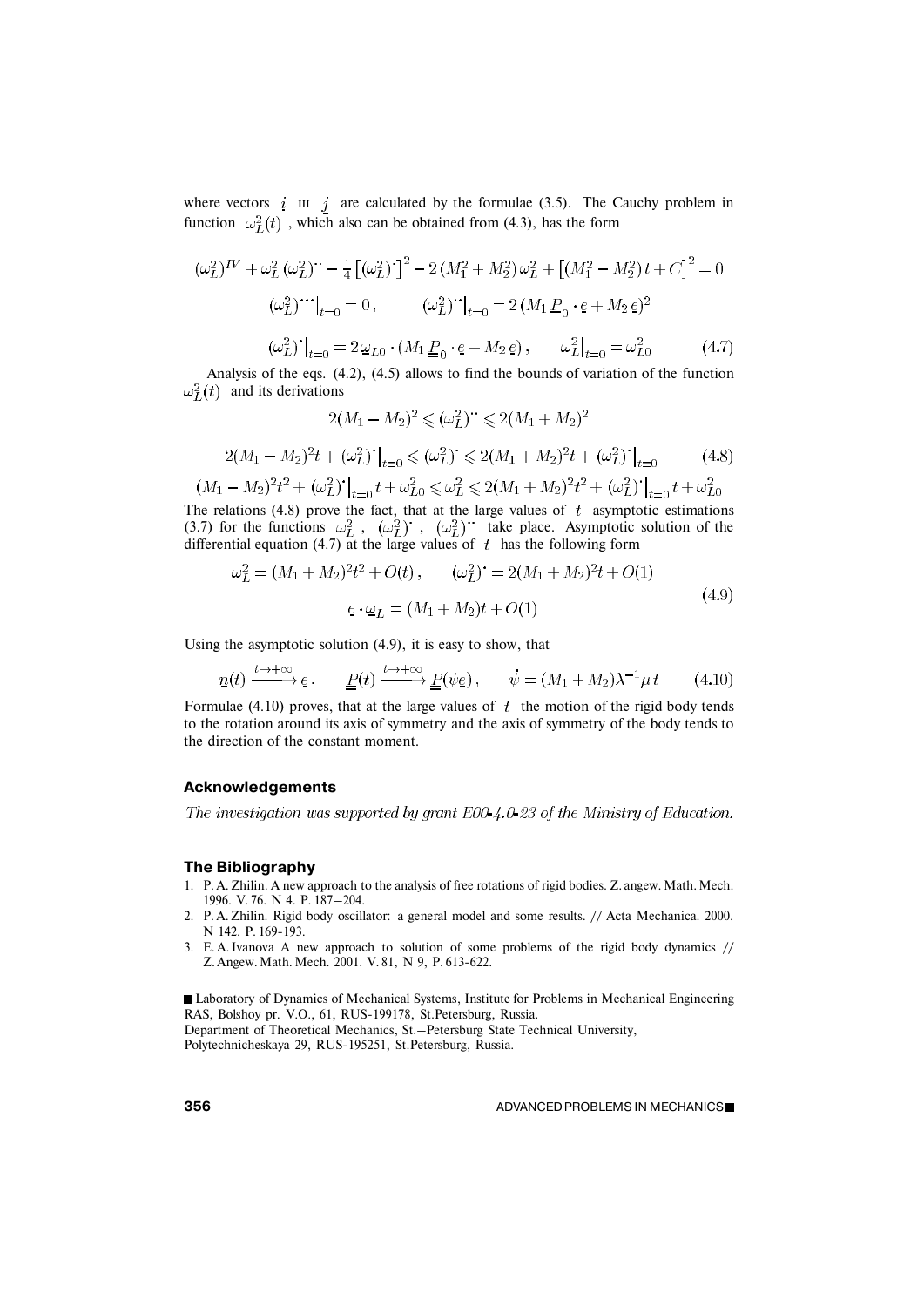where vectors $\underline{i}$ ш $\underline{j}$ are calculated by the formulae (3.5). The Cauchy problem in function $\omega_L^2(t)$, which also can be obtained from (4.3), has the form

$$
\begin{gathered}
(\omega_L^2)^{IV} + \omega_L^2\,(\omega_L^2)^{\cdot\cdot} - \tfrac{1}{4}\left[(\omega_L^2)^{\cdot}\right]^2 - 2\,(M_1^2 + M_2^2)\,\omega_L^2 + \left[(M_1^2 - M_2^2)\,t + C\right]^2 = 0 \\
(\omega_L^2)^{\cdot\cdot\cdot}\big|_{t=0} = 0\,, \qquad (\omega_L^2)^{\cdot\cdot}\big|_{t=0} = 2\,(M_1\,\underline{\underline{P}}_0\cdot\underline{e} + M_2\,\underline{e})^2 \\
(\omega_L^2)^{\cdot}\big|_{t=0} = 2\,\underline{\omega}_{L0}\cdot(M_1\,\underline{\underline{P}}_0\cdot\underline{e} + M_2\,\underline{e})\,, \qquad \omega_L^2\big|_{t=0} = \omega_{L0}^2
\end{gathered}
\tag{4.7}
$$

Analysis of the eqs. (4.2), (4.5) allows to find the bounds of variation of the function $\omega_L^2(t)$ and its derivations

$$
\begin{gathered}
2(M_1 - M_2)^2 \leqslant (\omega_L^2)^{\cdot\cdot} \leqslant 2(M_1 + M_2)^2 \\
2(M_1 - M_2)^2 t + (\omega_L^2)^{\cdot}\big|_{t=0} \leqslant (\omega_L^2)^{\cdot} \leqslant 2(M_1 + M_2)^2 t + (\omega_L^2)^{\cdot}\big|_{t=0} \\
(M_1 - M_2)^2 t^2 + (\omega_L^2)^{\cdot}\big|_{t=0} t + \omega_{L0}^2 \leqslant \omega_L^2 \leqslant 2(M_1 + M_2)^2 t^2 + (\omega_L^2)^{\cdot}\big|_{t=0} t + \omega_{L0}^2
\end{gathered}
\tag{4.8}
$$

The relations (4.8) prove the fact, that at the large values of $t$ asymptotic estimations (3.7) for the functions $\omega_L^2$, $(\omega_L^2)^{\cdot}$, $(\omega_L^2)^{\cdot\cdot}$ take place. Asymptotic solution of the differential equation (4.7) at the large values of $t$ has the following form

$$
\begin{gathered}
\omega_L^2 = (M_1 + M_2)^2 t^2 + O(t)\,, \qquad (\omega_L^2)^{\cdot} = 2(M_1 + M_2)^2 t + O(1) \\
\underline{e}\cdot\underline{\omega}_L = (M_1 + M_2)t + O(1)
\end{gathered}
\tag{4.9}
$$

Using the asymptotic solution (4.9), it is easy to show, that

$$
\underline{n}(t) \xrightarrow{t\to+\infty} \underline{e}\,, \qquad \underline{\underline{P}}(t) \xrightarrow{t\to+\infty} \underline{\underline{P}}(\psi\underline{e})\,, \qquad \dot{\psi} = (M_1 + M_2)\lambda^{-1}\mu\, t \tag{4.10}
$$

Formulae (4.10) proves, that at the large values of $t$ the motion of the rigid body tends to the rotation around its axis of symmetry and the axis of symmetry of the body tends to the direction of the constant moment.

## Acknowledgements

*The investigation was supported by grant E00-4.0-23 of the Ministry of Education.*

## The Bibliography

1. P. A. Zhilin. A new approach to the analysis of free rotations of rigid bodies. Z. angew. Math. Mech. 1996. V. 76. N 4. P. 187–204.
2. P. A. Zhilin. Rigid body oscillator: a general model and some results. // Acta Mechanica. 2000. N 142. P. 169-193.
3. E. A. Ivanova A new approach to solution of some problems of the rigid body dynamics // Z. Angew. Math. Mech. 2001. V. 81, N 9, P. 613-622.

Laboratory of Dynamics of Mechanical Systems, Institute for Problems in Mechanical Engineering RAS, Bolshoy pr. V.O., 61, RUS-199178, St.Petersburg, Russia.
Department of Theoretical Mechanics, St.–Petersburg State Technical University, Polytechnicheskaya 29, RUS-195251, St.Petersburg, Russia.